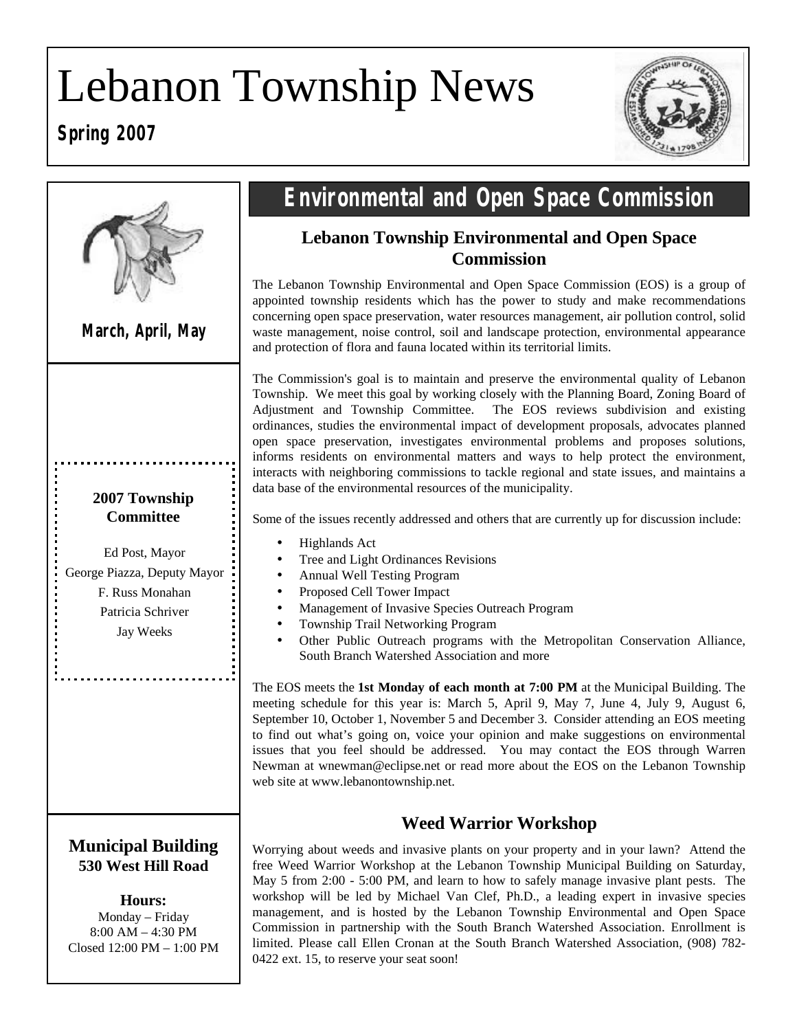# Lebanon Township News

**Spring 2007**

March, April, May

**2007 Township Committee**

Ed Post, Mayor
George Piazza, Deputy Mayor
F. Russ Monahan
Patricia Schriver
Jay Weeks

**Municipal Building**
**530 West Hill Road**

**Hours:**
Monday – Friday
8:00 AM – 4:30 PM
Closed 12:00 PM – 1:00 PM

## Environmental and Open Space Commission

### Lebanon Township Environmental and Open Space Commission

The Lebanon Township Environmental and Open Space Commission (EOS) is a group of appointed township residents which has the power to study and make recommendations concerning open space preservation, water resources management, air pollution control, solid waste management, noise control, soil and landscape protection, environmental appearance and protection of flora and fauna located within its territorial limits.

The Commission's goal is to maintain and preserve the environmental quality of Lebanon Township. We meet this goal by working closely with the Planning Board, Zoning Board of Adjustment and Township Committee. The EOS reviews subdivision and existing ordinances, studies the environmental impact of development proposals, advocates planned open space preservation, investigates environmental problems and proposes solutions, informs residents on environmental matters and ways to help protect the environment, interacts with neighboring commissions to tackle regional and state issues, and maintains a data base of the environmental resources of the municipality.

Some of the issues recently addressed and others that are currently up for discussion include:

- Highlands Act
- Tree and Light Ordinances Revisions
- Annual Well Testing Program
- Proposed Cell Tower Impact
- Management of Invasive Species Outreach Program
- Township Trail Networking Program
- Other Public Outreach programs with the Metropolitan Conservation Alliance, South Branch Watershed Association and more

The EOS meets the **1st Monday of each month at 7:00 PM** at the Municipal Building. The meeting schedule for this year is: March 5, April 9, May 7, June 4, July 9, August 6, September 10, October 1, November 5 and December 3. Consider attending an EOS meeting to find out what's going on, voice your opinion and make suggestions on environmental issues that you feel should be addressed. You may contact the EOS through Warren Newman at wnewman@eclipse.net or read more about the EOS on the Lebanon Township web site at www.lebanontownship.net.

### Weed Warrior Workshop

Worrying about weeds and invasive plants on your property and in your lawn? Attend the free Weed Warrior Workshop at the Lebanon Township Municipal Building on Saturday, May 5 from 2:00 - 5:00 PM, and learn to how to safely manage invasive plant pests. The workshop will be led by Michael Van Clef, Ph.D., a leading expert in invasive species management, and is hosted by the Lebanon Township Environmental and Open Space Commission in partnership with the South Branch Watershed Association. Enrollment is limited. Please call Ellen Cronan at the South Branch Watershed Association, (908) 782-0422 ext. 15, to reserve your seat soon!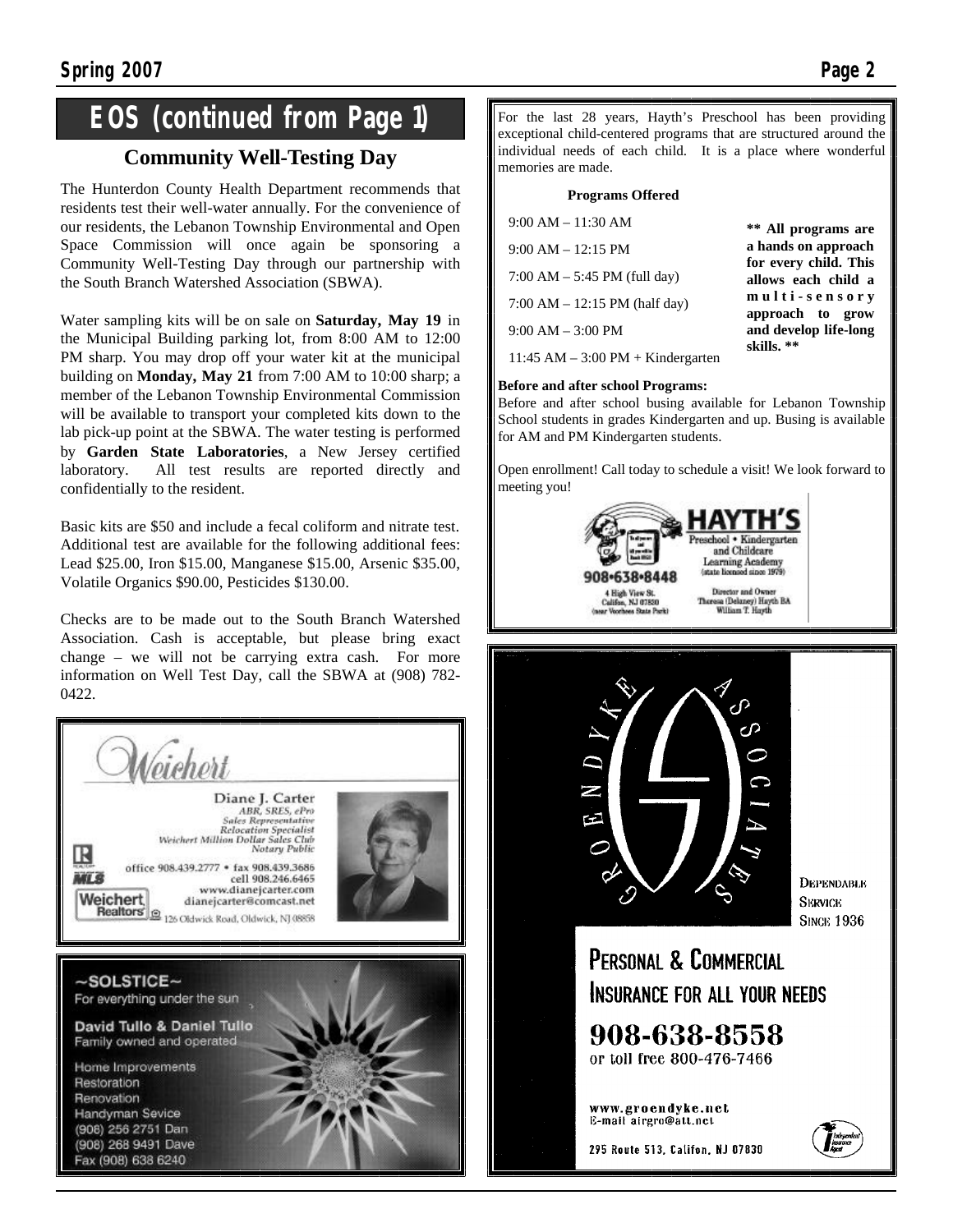# EOS (continued from Page 1)

## Community Well-Testing Day

The Hunterdon County Health Department recommends that residents test their well-water annually. For the convenience of our residents, the Lebanon Township Environmental and Open Space Commission will once again be sponsoring a Community Well-Testing Day through our partnership with the South Branch Watershed Association (SBWA).

Water sampling kits will be on sale on **Saturday, May 19** in the Municipal Building parking lot, from 8:00 AM to 12:00 PM sharp. You may drop off your water kit at the municipal building on **Monday, May 21** from 7:00 AM to 10:00 sharp; a member of the Lebanon Township Environmental Commission will be available to transport your completed kits down to the lab pick-up point at the SBWA. The water testing is performed by **Garden State Laboratories**, a New Jersey certified laboratory. All test results are reported directly and confidentially to the resident.

Basic kits are $50 and include a fecal coliform and nitrate test. Additional test are available for the following additional fees: Lead $25.00, Iron $15.00, Manganese $15.00, Arsenic $35.00, Volatile Organics $90.00, Pesticides $130.00.

Checks are to be made out to the South Branch Watershed Association. Cash is acceptable, but please bring exact change – we will not be carrying extra cash. For more information on Well Test Day, call the SBWA at (908) 782-0422.

---

Weichert

Diane J. Carter
ABR, SRES, ePro
Sales Representative
Relocation Specialist
Weichert Million Dollar Sales Club
Notary Public

office 908.439.2777 • fax 908.439.3686
cell 908.246.6465
www.dianejcarter.com
dianejcarter@comcast.net

Weichert Realtors
126 Oldwick Road, Oldwick, NJ 08858

---

~SOLSTICE~
For everything under the sun

David Tullo & Daniel Tullo
Family owned and operated

Home Improvements
Restoration
Renovation
Handyman Sevice
(908) 256 2751 Dan
(908) 268 9491 Dave
Fax (908) 638 6240

---

For the last 28 years, Hayth's Preschool has been providing exceptional child-centered programs that are structured around the individual needs of each child. It is a place where wonderful memories are made.

**Programs Offered**

- 9:00 AM – 11:30 AM
- 9:00 AM – 12:15 PM
- 7:00 AM – 5:45 PM (full day)
- 7:00 AM – 12:15 PM (half day)
- 9:00 AM – 3:00 PM
- 11:45 AM – 3:00 PM + Kindergarten

**\*\* All programs are a hands on approach for every child. This allows each child a multi-sensory approach to grow and develop life-long skills. \*\***

**Before and after school Programs:**
Before and after school busing available for Lebanon Township School students in grades Kindergarten and up. Busing is available for AM and PM Kindergarten students.

Open enrollment! Call today to schedule a visit! We look forward to meeting you!

HAYTH'S
Preschool • Kindergarten
and Childcare
Learning Academy
(state licensed since 1979)

908•638•8448

4 High View St.
Califon, NJ 07830
(near Voorhees State Park)

Director and Owner
Theresa (Delaney) Hayth BA
William T. Hayth

---

GROENDYKE ASSOCIATES

DEPENDABLE SERVICE SINCE 1936

PERSONAL & COMMERCIAL INSURANCE FOR ALL YOUR NEEDS

908-638-8558
or toll free 800-476-7466

www.groendyke.net
E-mail airgro@att.net

295 Route 513, Califon, NJ 07830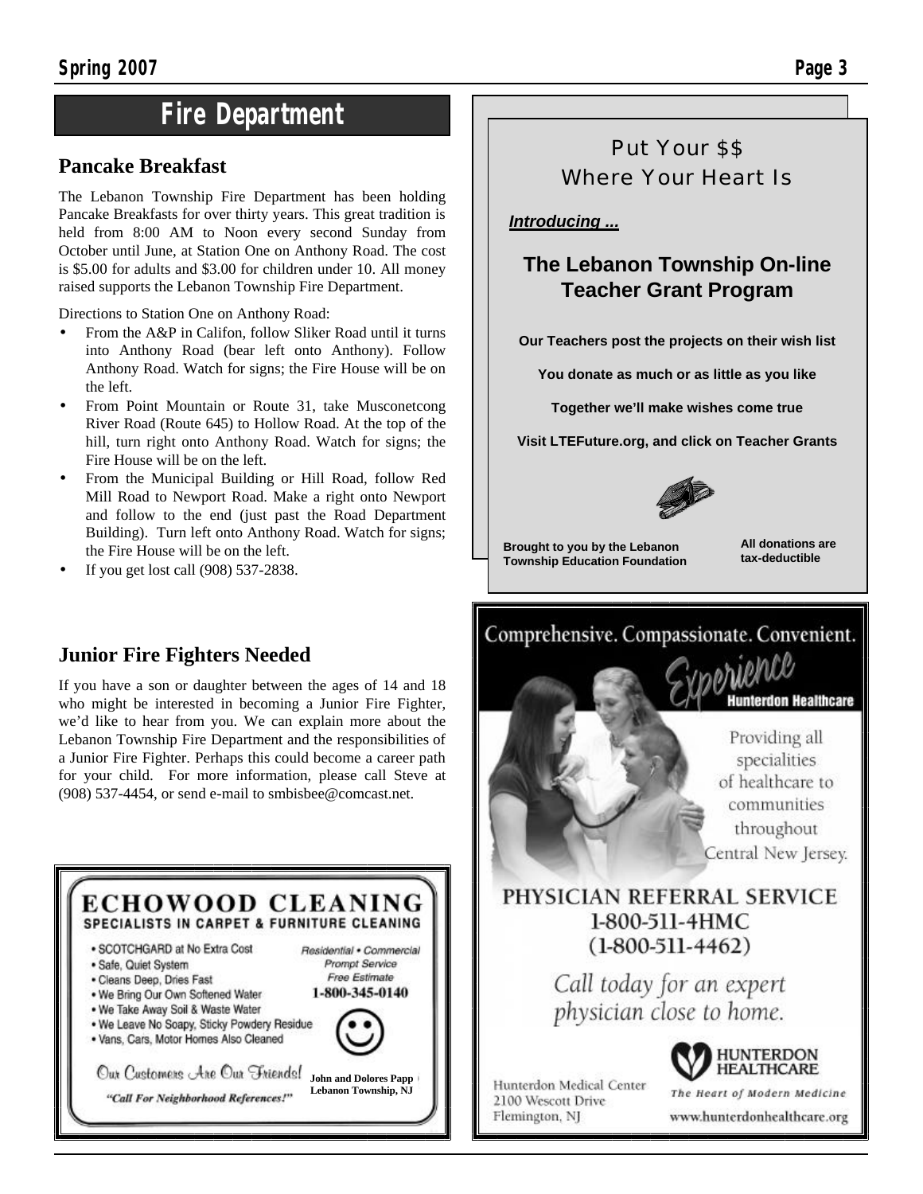# Fire Department

## Pancake Breakfast

The Lebanon Township Fire Department has been holding Pancake Breakfasts for over thirty years. This great tradition is held from 8:00 AM to Noon every second Sunday from October until June, at Station One on Anthony Road. The cost is $5.00 for adults and $3.00 for children under 10. All money raised supports the Lebanon Township Fire Department.

Directions to Station One on Anthony Road:

- From the A&P in Califon, follow Sliker Road until it turns into Anthony Road (bear left onto Anthony). Follow Anthony Road. Watch for signs; the Fire House will be on the left.
- From Point Mountain or Route 31, take Musconetcong River Road (Route 645) to Hollow Road. At the top of the hill, turn right onto Anthony Road. Watch for signs; the Fire House will be on the left.
- From the Municipal Building or Hill Road, follow Red Mill Road to Newport Road. Make a right onto Newport and follow to the end (just past the Road Department Building). Turn left onto Anthony Road. Watch for signs; the Fire House will be on the left.
- If you get lost call (908) 537-2838.

## Junior Fire Fighters Needed

If you have a son or daughter between the ages of 14 and 18 who might be interested in becoming a Junior Fire Fighter, we'd like to hear from you. We can explain more about the Lebanon Township Fire Department and the responsibilities of a Junior Fire Fighter. Perhaps this could become a career path for your child. For more information, please call Steve at (908) 537-4454, or send e-mail to smbisbee@comcast.net.

**ECHOWOOD CLEANING**

**SPECIALISTS IN CARPET & FURNITURE CLEANING**

- SCOTCHGARD at No Extra Cost
- Safe, Quiet System
- Cleans Deep, Dries Fast
- We Bring Our Own Softened Water
- We Take Away Soil & Waste Water
- We Leave No Soapy, Sticky Powdery Residue
- Vans, Cars, Motor Homes Also Cleaned

*Residential • Commercial*
*Prompt Service*
*Free Estimate*
**1-800-345-0140**

Our Customers Are Our Friends!

*"Call For Neighborhood References!"*

**John and Dolores Papp**
**Lebanon Township, NJ**

---

Put Your $$
Where Your Heart Is

***Introducing ...***

## The Lebanon Township On-line Teacher Grant Program

**Our Teachers post the projects on their wish list**

**You donate as much or as little as you like**

**Together we'll make wishes come true**

**Visit LTEFuture.org, and click on Teacher Grants**

**Brought to you by the Lebanon Township Education Foundation**

**All donations are tax-deductible**

---

Comprehensive. Compassionate. Convenient.

*Experience* **Hunterdon Healthcare**

Providing all specialities of healthcare to communities throughout Central New Jersey.

PHYSICIAN REFERRAL SERVICE
1-800-511-4HMC
(1-800-511-4462)

*Call today for an expert physician close to home.*

Hunterdon Medical Center
2100 Wescott Drive
Flemington, NJ

**HUNTERDON HEALTHCARE**
*The Heart of Modern Medicine*
www.hunterdonhealthcare.org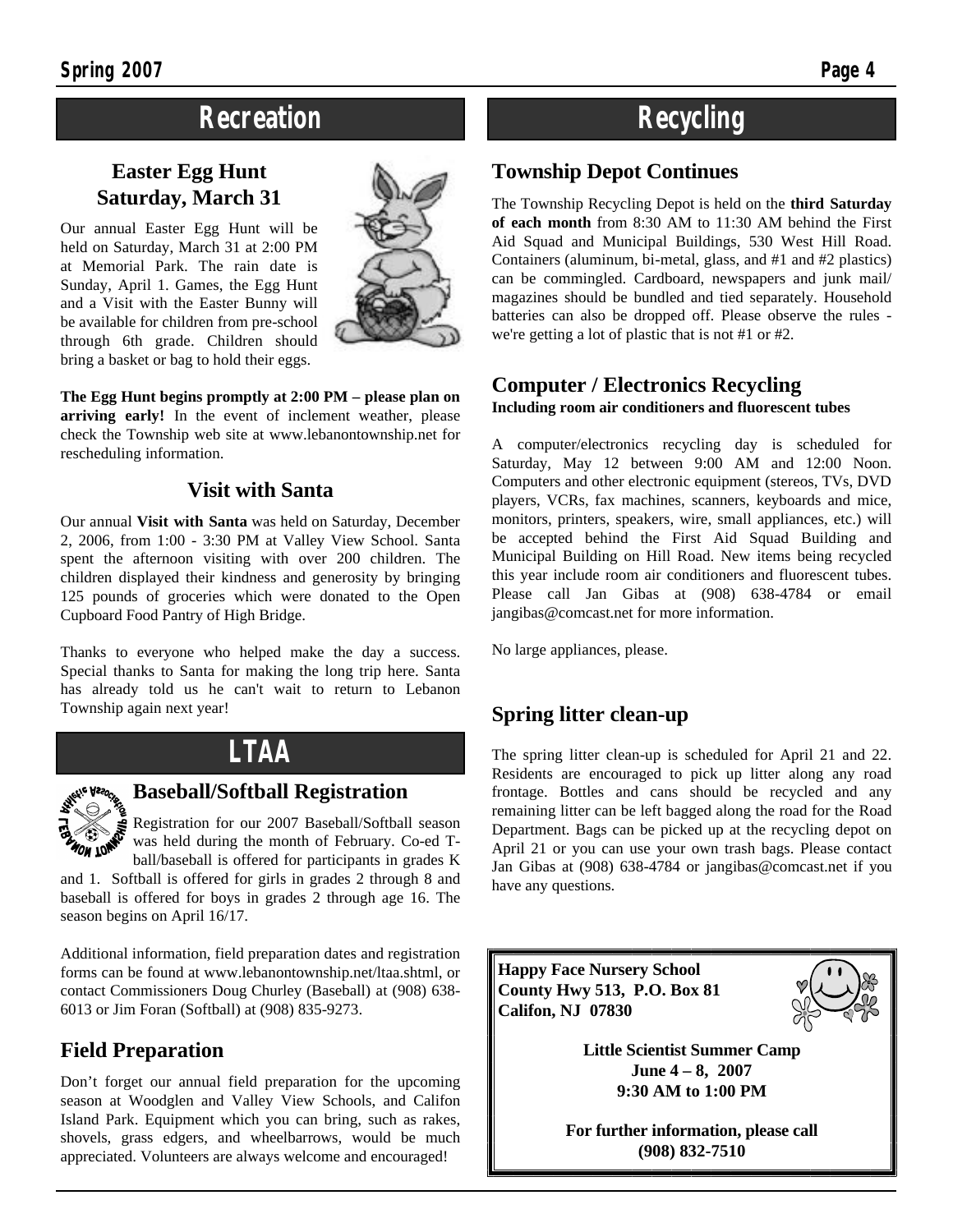# Recreation

## Easter Egg Hunt Saturday, March 31

Our annual Easter Egg Hunt will be held on Saturday, March 31 at 2:00 PM at Memorial Park. The rain date is Sunday, April 1. Games, the Egg Hunt and a Visit with the Easter Bunny will be available for children from pre-school through 6th grade. Children should bring a basket or bag to hold their eggs.

**The Egg Hunt begins promptly at 2:00 PM – please plan on arriving early!** In the event of inclement weather, please check the Township web site at www.lebanontownship.net for rescheduling information.

## Visit with Santa

Our annual **Visit with Santa** was held on Saturday, December 2, 2006, from 1:00 - 3:30 PM at Valley View School. Santa spent the afternoon visiting with over 200 children. The children displayed their kindness and generosity by bringing 125 pounds of groceries which were donated to the Open Cupboard Food Pantry of High Bridge.

Thanks to everyone who helped make the day a success. Special thanks to Santa for making the long trip here. Santa has already told us he can't wait to return to Lebanon Township again next year!

# LTAA

## Baseball/Softball Registration

Registration for our 2007 Baseball/Softball season was held during the month of February. Co-ed T-ball/baseball is offered for participants in grades K and 1. Softball is offered for girls in grades 2 through 8 and baseball is offered for boys in grades 2 through age 16. The season begins on April 16/17.

Additional information, field preparation dates and registration forms can be found at www.lebanontownship.net/ltaa.shtml, or contact Commissioners Doug Churley (Baseball) at (908) 638-6013 or Jim Foran (Softball) at (908) 835-9273.

## Field Preparation

Don't forget our annual field preparation for the upcoming season at Woodglen and Valley View Schools, and Califon Island Park. Equipment which you can bring, such as rakes, shovels, grass edgers, and wheelbarrows, would be much appreciated. Volunteers are always welcome and encouraged!

# Recycling

## Township Depot Continues

The Township Recycling Depot is held on the **third Saturday of each month** from 8:30 AM to 11:30 AM behind the First Aid Squad and Municipal Buildings, 530 West Hill Road. Containers (aluminum, bi-metal, glass, and #1 and #2 plastics) can be commingled. Cardboard, newspapers and junk mail/ magazines should be bundled and tied separately. Household batteries can also be dropped off. Please observe the rules - we're getting a lot of plastic that is not #1 or #2.

## Computer / Electronics Recycling

**Including room air conditioners and fluorescent tubes**

A computer/electronics recycling day is scheduled for Saturday, May 12 between 9:00 AM and 12:00 Noon. Computers and other electronic equipment (stereos, TVs, DVD players, VCRs, fax machines, scanners, keyboards and mice, monitors, printers, speakers, wire, small appliances, etc.) will be accepted behind the First Aid Squad Building and Municipal Building on Hill Road. New items being recycled this year include room air conditioners and fluorescent tubes. Please call Jan Gibas at (908) 638-4784 or email jangibas@comcast.net for more information.

No large appliances, please.

## Spring litter clean-up

The spring litter clean-up is scheduled for April 21 and 22. Residents are encouraged to pick up litter along any road frontage. Bottles and cans should be recycled and any remaining litter can be left bagged along the road for the Road Department. Bags can be picked up at the recycling depot on April 21 or you can use your own trash bags. Please contact Jan Gibas at (908) 638-4784 or jangibas@comcast.net if you have any questions.

**Happy Face Nursery School**
**County Hwy 513, P.O. Box 81**
**Califon, NJ 07830**

**Little Scientist Summer Camp**
**June 4 – 8, 2007**
**9:30 AM to 1:00 PM**

**For further information, please call (908) 832-7510**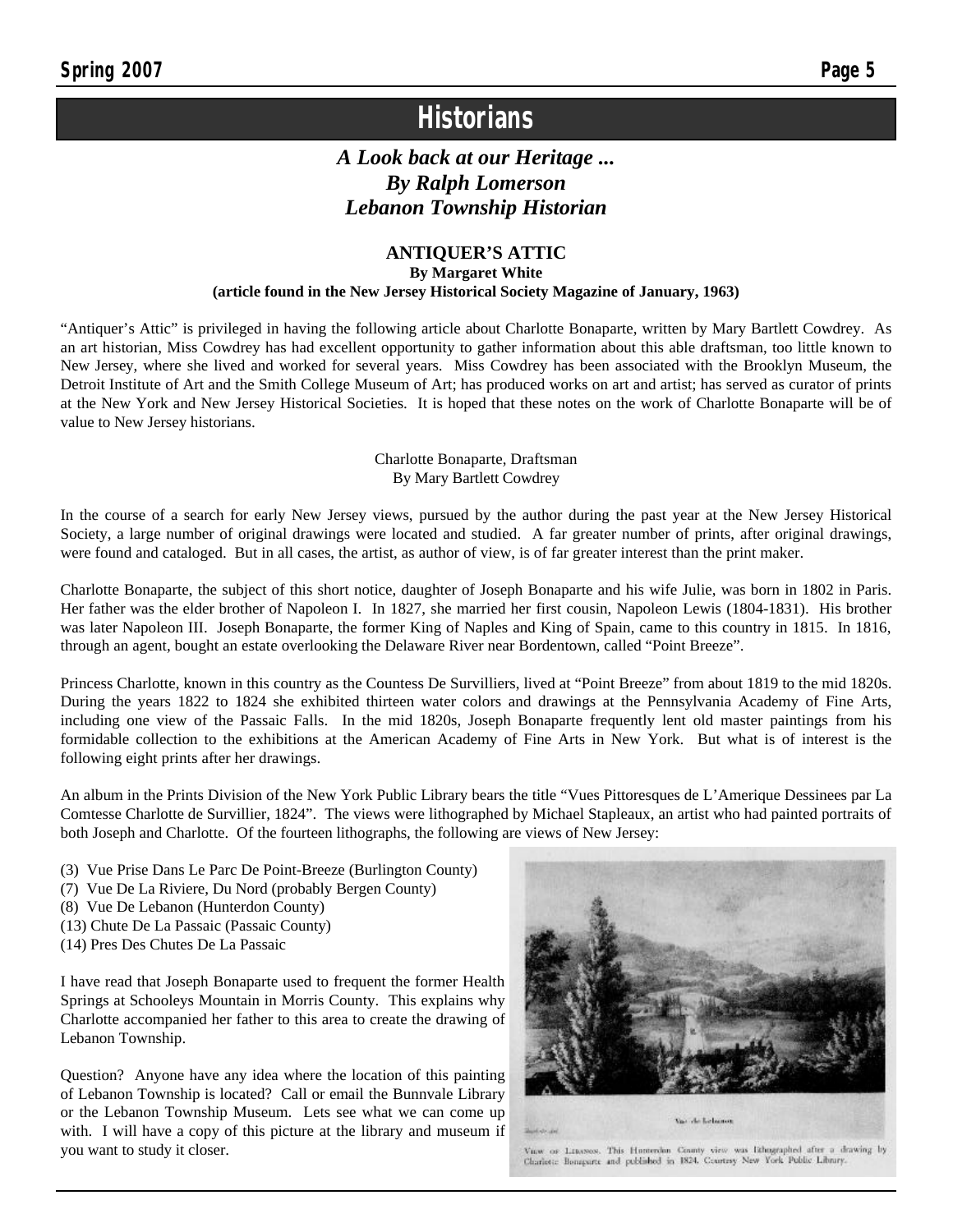# Historians

## *A Look back at our Heritage ... By Ralph Lomerson Lebanon Township Historian*

### ANTIQUER'S ATTIC

**By Margaret White**

**(article found in the New Jersey Historical Society Magazine of January, 1963)**

"Antiquer's Attic" is privileged in having the following article about Charlotte Bonaparte, written by Mary Bartlett Cowdrey. As an art historian, Miss Cowdrey has had excellent opportunity to gather information about this able draftsman, too little known to New Jersey, where she lived and worked for several years. Miss Cowdrey has been associated with the Brooklyn Museum, the Detroit Institute of Art and the Smith College Museum of Art; has produced works on art and artist; has served as curator of prints at the New York and New Jersey Historical Societies. It is hoped that these notes on the work of Charlotte Bonaparte will be of value to New Jersey historians.

Charlotte Bonaparte, Draftsman
By Mary Bartlett Cowdrey

In the course of a search for early New Jersey views, pursued by the author during the past year at the New Jersey Historical Society, a large number of original drawings were located and studied. A far greater number of prints, after original drawings, were found and cataloged. But in all cases, the artist, as author of view, is of far greater interest than the print maker.

Charlotte Bonaparte, the subject of this short notice, daughter of Joseph Bonaparte and his wife Julie, was born in 1802 in Paris. Her father was the elder brother of Napoleon I. In 1827, she married her first cousin, Napoleon Lewis (1804-1831). His brother was later Napoleon III. Joseph Bonaparte, the former King of Naples and King of Spain, came to this country in 1815. In 1816, through an agent, bought an estate overlooking the Delaware River near Bordentown, called "Point Breeze".

Princess Charlotte, known in this country as the Countess De Survilliers, lived at "Point Breeze" from about 1819 to the mid 1820s. During the years 1822 to 1824 she exhibited thirteen water colors and drawings at the Pennsylvania Academy of Fine Arts, including one view of the Passaic Falls. In the mid 1820s, Joseph Bonaparte frequently lent old master paintings from his formidable collection to the exhibitions at the American Academy of Fine Arts in New York. But what is of interest is the following eight prints after her drawings.

An album in the Prints Division of the New York Public Library bears the title "Vues Pittoresques de L'Amerique Dessinees par La Comtesse Charlotte de Survillier, 1824". The views were lithographed by Michael Stapleaux, an artist who had painted portraits of both Joseph and Charlotte. Of the fourteen lithographs, the following are views of New Jersey:

(3) Vue Prise Dans Le Parc De Point-Breeze (Burlington County)
(7) Vue De La Riviere, Du Nord (probably Bergen County)
(8) Vue De Lebanon (Hunterdon County)
(13) Chute De La Passaic (Passaic County)
(14) Pres Des Chutes De La Passaic

I have read that Joseph Bonaparte used to frequent the former Health Springs at Schooleys Mountain in Morris County. This explains why Charlotte accompanied her father to this area to create the drawing of Lebanon Township.

Question? Anyone have any idea where the location of this painting of Lebanon Township is located? Call or email the Bunnvale Library or the Lebanon Township Museum. Lets see what we can come up with. I will have a copy of this picture at the library and museum if you want to study it closer.

VIEW OF LEBANON. This Hunterdon County view was lithographed after a drawing by Charlotte Bonaparte and published in 1824. Courtesy New York Public Library.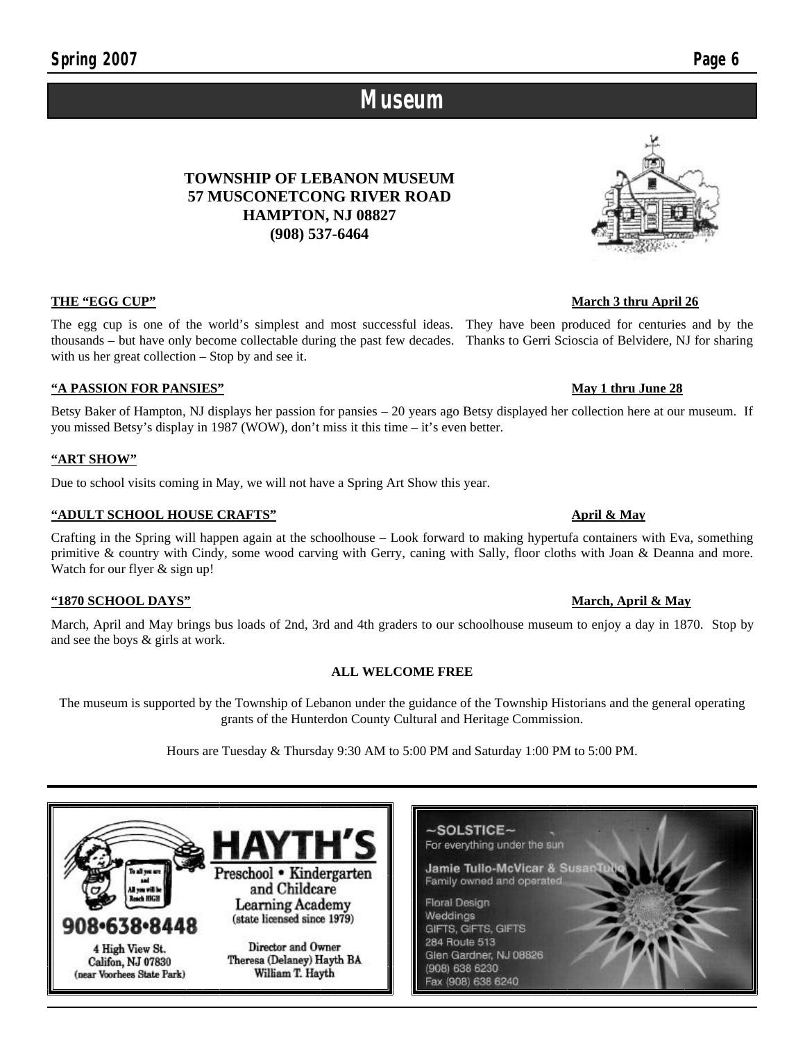// Museum

**TOWNSHIP OF LEBANON MUSEUM**
**57 MUSCONETCONG RIVER ROAD**
**HAMPTON, NJ 08827**
**(908) 537-6464**

**THE "EGG CUP"** — **March 3 thru April 26**

The egg cup is one of the world's simplest and most successful ideas. They have been produced for centuries and by the thousands – but have only become collectable during the past few decades. Thanks to Gerri Scioscia of Belvidere, NJ for sharing with us her great collection – Stop by and see it.

**"A PASSION FOR PANSIES"** — **May 1 thru June 28**

Betsy Baker of Hampton, NJ displays her passion for pansies – 20 years ago Betsy displayed her collection here at our museum. If you missed Betsy's display in 1987 (WOW), don't miss it this time – it's even better.

**"ART SHOW"**

Due to school visits coming in May, we will not have a Spring Art Show this year.

**"ADULT SCHOOL HOUSE CRAFTS"** — **April & May**

Crafting in the Spring will happen again at the schoolhouse – Look forward to making hypertufa containers with Eva, something primitive & country with Cindy, some wood carving with Gerry, caning with Sally, floor cloths with Joan & Deanna and more. Watch for our flyer & sign up!

**"1870 SCHOOL DAYS"** — **March, April & May**

March, April and May brings bus loads of 2nd, 3rd and 4th graders to our schoolhouse museum to enjoy a day in 1870. Stop by and see the boys & girls at work.

**ALL WELCOME FREE**

The museum is supported by the Township of Lebanon under the guidance of the Township Historians and the general operating grants of the Hunterdon County Cultural and Heritage Commission.

Hours are Tuesday & Thursday 9:30 AM to 5:00 PM and Saturday 1:00 PM to 5:00 PM.

---

To all you are and All you will be Reach HIGH

**908•638•8448**

4 High View St.
Califon, NJ 07830
(near Voorhees State Park)

**HAYTH'S**
Preschool • Kindergarten and Childcare Learning Academy
(state licensed since 1979)

Director and Owner
Theresa (Delaney) Hayth BA
William T. Hayth

---

~SOLSTICE~
For everything under the sun

**Jamie Tullo-McVicar & Susan Tullo**
Family owned and operated

Floral Design
Weddings
GIFTS, GIFTS, GIFTS
284 Route 513
Glen Gardner, NJ 08826
(908) 638 6230
Fax (908) 638 6240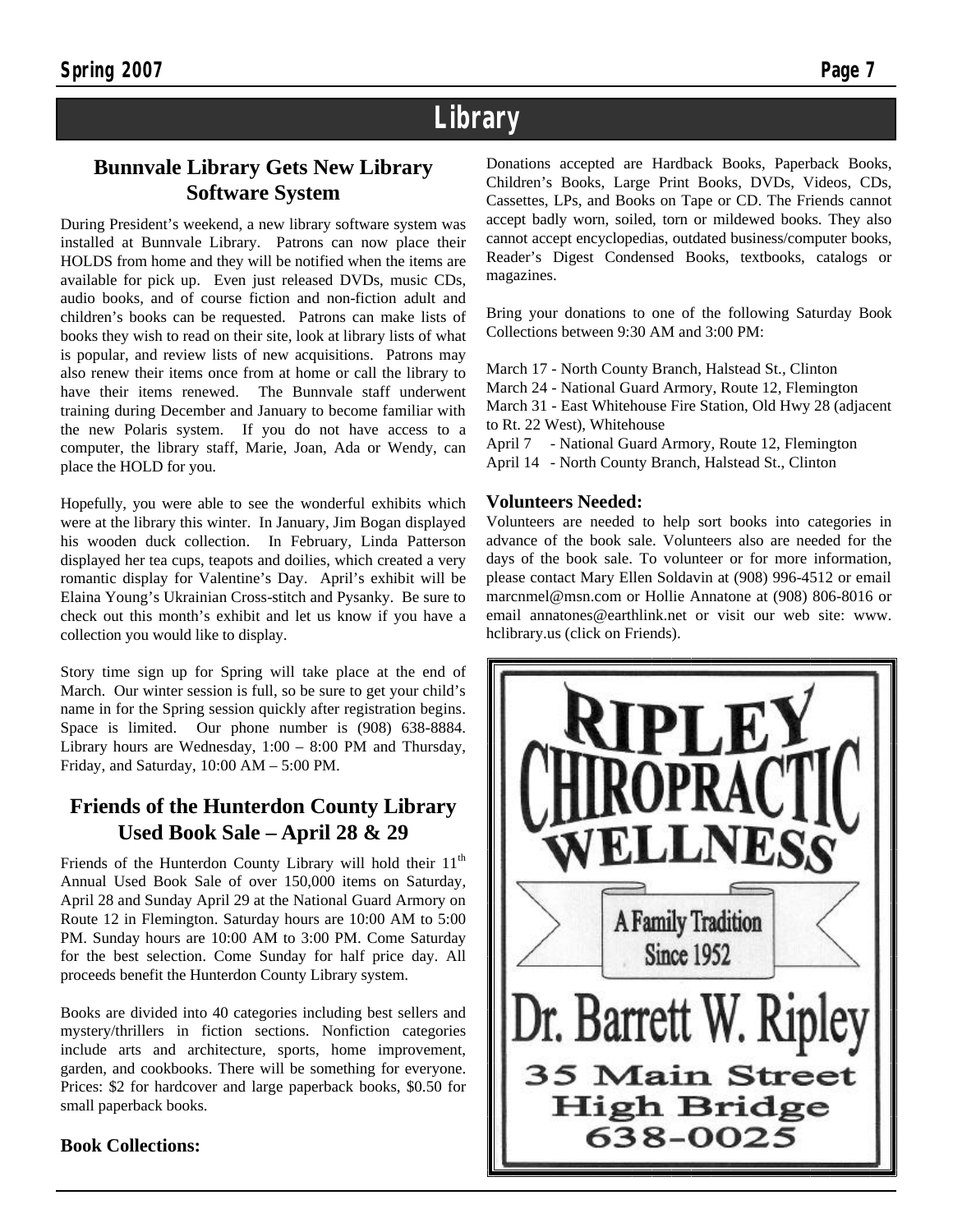# Library

## Bunnvale Library Gets New Library Software System

During President's weekend, a new library software system was installed at Bunnvale Library. Patrons can now place their HOLDS from home and they will be notified when the items are available for pick up. Even just released DVDs, music CDs, audio books, and of course fiction and non-fiction adult and children's books can be requested. Patrons can make lists of books they wish to read on their site, look at library lists of what is popular, and review lists of new acquisitions. Patrons may also renew their items once from at home or call the library to have their items renewed. The Bunnvale staff underwent training during December and January to become familiar with the new Polaris system. If you do not have access to a computer, the library staff, Marie, Joan, Ada or Wendy, can place the HOLD for you.

Hopefully, you were able to see the wonderful exhibits which were at the library this winter. In January, Jim Bogan displayed his wooden duck collection. In February, Linda Patterson displayed her tea cups, teapots and doilies, which created a very romantic display for Valentine's Day. April's exhibit will be Elaina Young's Ukrainian Cross-stitch and Pysanky. Be sure to check out this month's exhibit and let us know if you have a collection you would like to display.

Story time sign up for Spring will take place at the end of March. Our winter session is full, so be sure to get your child's name in for the Spring session quickly after registration begins. Space is limited. Our phone number is (908) 638-8884. Library hours are Wednesday, 1:00 – 8:00 PM and Thursday, Friday, and Saturday, 10:00 AM – 5:00 PM.

## Friends of the Hunterdon County Library Used Book Sale – April 28 & 29

Friends of the Hunterdon County Library will hold their 11th Annual Used Book Sale of over 150,000 items on Saturday, April 28 and Sunday April 29 at the National Guard Armory on Route 12 in Flemington. Saturday hours are 10:00 AM to 5:00 PM. Sunday hours are 10:00 AM to 3:00 PM. Come Saturday for the best selection. Come Sunday for half price day. All proceeds benefit the Hunterdon County Library system.

Books are divided into 40 categories including best sellers and mystery/thrillers in fiction sections. Nonfiction categories include arts and architecture, sports, home improvement, garden, and cookbooks. There will be something for everyone. Prices: $2 for hardcover and large paperback books, $0.50 for small paperback books.

**Book Collections:**

Donations accepted are Hardback Books, Paperback Books, Children's Books, Large Print Books, DVDs, Videos, CDs, Cassettes, LPs, and Books on Tape or CD. The Friends cannot accept badly worn, soiled, torn or mildewed books. They also cannot accept encyclopedias, outdated business/computer books, Reader's Digest Condensed Books, textbooks, catalogs or magazines.

Bring your donations to one of the following Saturday Book Collections between 9:30 AM and 3:00 PM:

March 17 - North County Branch, Halstead St., Clinton
March 24 - National Guard Armory, Route 12, Flemington
March 31 - East Whitehouse Fire Station, Old Hwy 28 (adjacent to Rt. 22 West), Whitehouse
April 7 - National Guard Armory, Route 12, Flemington
April 14 - North County Branch, Halstead St., Clinton

**Volunteers Needed:**

Volunteers are needed to help sort books into categories in advance of the book sale. Volunteers also are needed for the days of the book sale. To volunteer or for more information, please contact Mary Ellen Soldavin at (908) 996-4512 or email marcnmel@msn.com or Hollie Annatone at (908) 806-8016 or email annatones@earthlink.net or visit our web site: www.hclibrary.us (click on Friends).

RIPLEY CHIROPRACTIC WELLNESS

A Family Tradition Since 1952

Dr. Barrett W. Ripley
35 Main Street
High Bridge
638-0025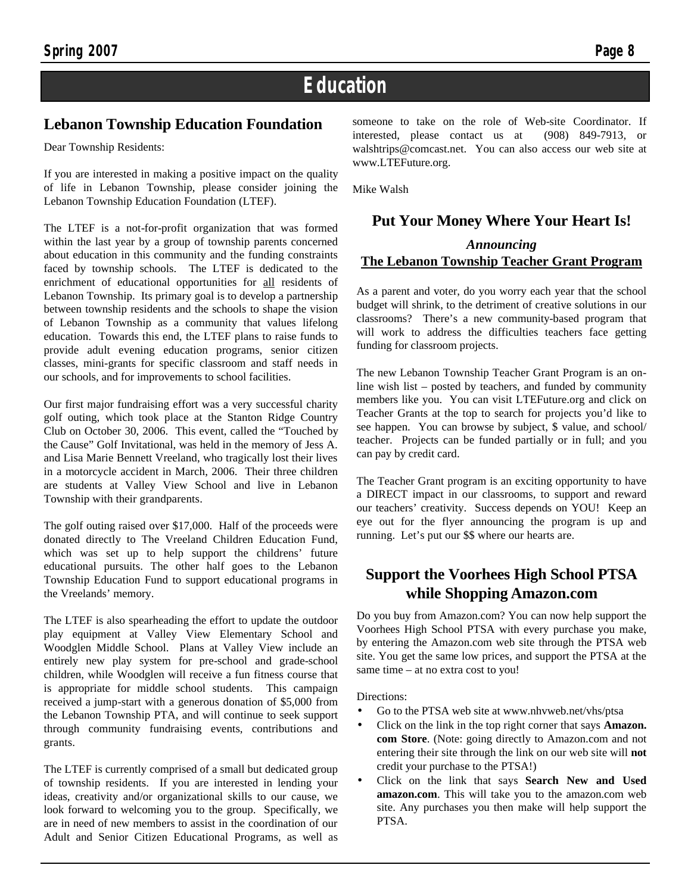# Education

## Lebanon Township Education Foundation

Dear Township Residents:

If you are interested in making a positive impact on the quality of life in Lebanon Township, please consider joining the Lebanon Township Education Foundation (LTEF).

The LTEF is a not-for-profit organization that was formed within the last year by a group of township parents concerned about education in this community and the funding constraints faced by township schools. The LTEF is dedicated to the enrichment of educational opportunities for all residents of Lebanon Township. Its primary goal is to develop a partnership between township residents and the schools to shape the vision of Lebanon Township as a community that values lifelong education. Towards this end, the LTEF plans to raise funds to provide adult evening education programs, senior citizen classes, mini-grants for specific classroom and staff needs in our schools, and for improvements to school facilities.

Our first major fundraising effort was a very successful charity golf outing, which took place at the Stanton Ridge Country Club on October 30, 2006. This event, called the "Touched by the Cause" Golf Invitational, was held in the memory of Jess A. and Lisa Marie Bennett Vreeland, who tragically lost their lives in a motorcycle accident in March, 2006. Their three children are students at Valley View School and live in Lebanon Township with their grandparents.

The golf outing raised over $17,000. Half of the proceeds were donated directly to The Vreeland Children Education Fund, which was set up to help support the childrens' future educational pursuits. The other half goes to the Lebanon Township Education Fund to support educational programs in the Vreelands' memory.

The LTEF is also spearheading the effort to update the outdoor play equipment at Valley View Elementary School and Woodglen Middle School. Plans at Valley View include an entirely new play system for pre-school and grade-school children, while Woodglen will receive a fun fitness course that is appropriate for middle school students. This campaign received a jump-start with a generous donation of $5,000 from the Lebanon Township PTA, and will continue to seek support through community fundraising events, contributions and grants.

The LTEF is currently comprised of a small but dedicated group of township residents. If you are interested in lending your ideas, creativity and/or organizational skills to our cause, we look forward to welcoming you to the group. Specifically, we are in need of new members to assist in the coordination of our Adult and Senior Citizen Educational Programs, as well as someone to take on the role of Web-site Coordinator. If interested, please contact us at (908) 849-7913, or walshtrips@comcast.net. You can also access our web site at www.LTEFuture.org.

Mike Walsh

## Put Your Money Where Your Heart Is!

### *Announcing*

### The Lebanon Township Teacher Grant Program

As a parent and voter, do you worry each year that the school budget will shrink, to the detriment of creative solutions in our classrooms? There's a new community-based program that will work to address the difficulties teachers face getting funding for classroom projects.

The new Lebanon Township Teacher Grant Program is an on-line wish list – posted by teachers, and funded by community members like you. You can visit LTEFuture.org and click on Teacher Grants at the top to search for projects you'd like to see happen. You can browse by subject, $ value, and school/teacher. Projects can be funded partially or in full; and you can pay by credit card.

The Teacher Grant program is an exciting opportunity to have a DIRECT impact in our classrooms, to support and reward our teachers' creativity. Success depends on YOU! Keep an eye out for the flyer announcing the program is up and running. Let's put our $$ where our hearts are.

## Support the Voorhees High School PTSA while Shopping Amazon.com

Do you buy from Amazon.com? You can now help support the Voorhees High School PTSA with every purchase you make, by entering the Amazon.com web site through the PTSA web site. You get the same low prices, and support the PTSA at the same time – at no extra cost to you!

Directions:

- Go to the PTSA web site at www.nhvweb.net/vhs/ptsa
- Click on the link in the top right corner that says **Amazon.com Store**. (Note: going directly to Amazon.com and not entering their site through the link on our web site will **not** credit your purchase to the PTSA!)
- Click on the link that says **Search New and Used amazon.com**. This will take you to the amazon.com web site. Any purchases you then make will help support the PTSA.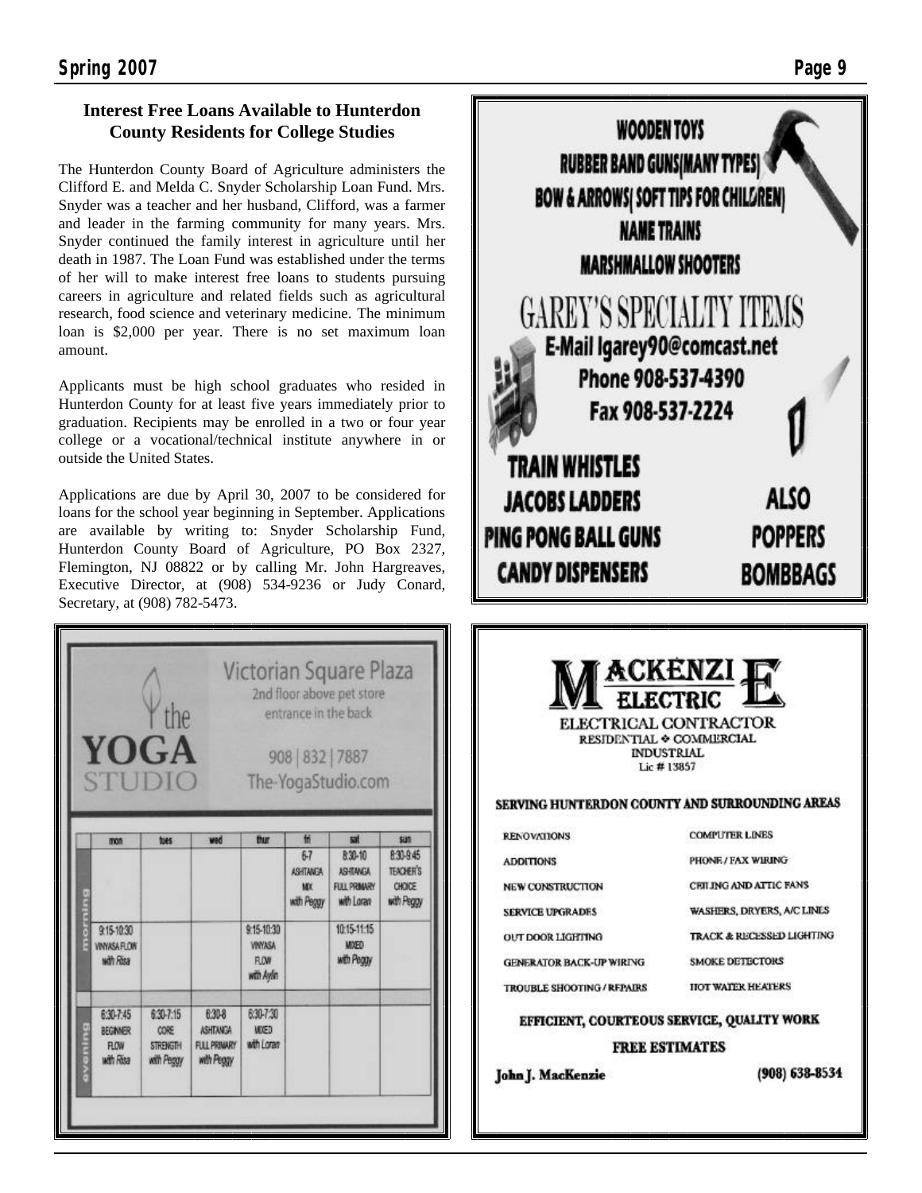## Interest Free Loans Available to Hunterdon County Residents for College Studies

The Hunterdon County Board of Agriculture administers the Clifford E. and Melda C. Snyder Scholarship Loan Fund. Mrs. Snyder was a teacher and her husband, Clifford, was a farmer and leader in the farming community for many years. Mrs. Snyder continued the family interest in agriculture until her death in 1987. The Loan Fund was established under the terms of her will to make interest free loans to students pursuing careers in agriculture and related fields such as agricultural research, food science and veterinary medicine. The minimum loan is $2,000 per year. There is no set maximum loan amount.

Applicants must be high school graduates who resided in Hunterdon County for at least five years immediately prior to graduation. Recipients may be enrolled in a two or four year college or a vocational/technical institute anywhere in or outside the United States.

Applications are due by April 30, 2007 to be considered for loans for the school year beginning in September. Applications are available by writing to: Snyder Scholarship Fund, Hunterdon County Board of Agriculture, PO Box 2327, Flemington, NJ 08822 or by calling Mr. John Hargreaves, Executive Director, at (908) 534-9236 or Judy Conard, Secretary, at (908) 782-5473.

---

**the YOGA STUDIO**

Victorian Square Plaza
2nd floor above pet store
entrance in the back

908 | 832 | 7887
The-YogaStudio.com

| | mon | tues | wed | thur | fri | sat | sun |
|---|---|---|---|---|---|---|---|
| morning | | | | | 6-7 ASHTANGA MIX with Peggy | 8:30-10 ASHTANGA FULL PRIMARY with Loran | 8:30-9:45 TEACHER'S CHOICE with Peggy |
| morning | 9:15-10:30 VINYASA FLOW with Risa | | | 9:15-10:30 VINYASA FLOW with Aylin | | 10:15-11:15 MIXED with Peggy | |
| evening | 6:30-7:45 BEGINNER FLOW with Risa | 6:30-7:15 CORE STRENGTH with Peggy | 6:30-8 ASHTANGA FULL PRIMARY with Peggy | 6:30-7:30 MIXED with Loran | | | |

---

**WOODEN TOYS**
**RUBBER BAND GUNS(MANY TYPES)**
**BOW & ARROWS( SOFT TIPS FOR CHILDREN)**
**NAME TRAINS**
**MARSHMALLOW SHOOTERS**

**GAREY'S SPECIALTY ITEMS**
E-Mail lgarey90@comcast.net
Phone 908-537-4390
Fax 908-537-2224

**TRAIN WHISTLES**
**JACOBS LADDERS**
**PING PONG BALL GUNS**
**CANDY DISPENSERS**

**ALSO**
**POPPERS**
**BOMBBAGS**

---

**MACKENZIE ELECTRIC**
ELECTRICAL CONTRACTOR
RESIDENTIAL ❖ COMMERCIAL
INDUSTRIAL
Lic # 13857

**SERVING HUNTERDON COUNTY AND SURROUNDING AREAS**

| | |
|---|---|
| RENOVATIONS | COMPUTER LINES |
| ADDITIONS | PHONE / FAX WIRING |
| NEW CONSTRUCTION | CEILING AND ATTIC FANS |
| SERVICE UPGRADES | WASHERS, DRYERS, A/C LINES |
| OUT DOOR LIGHTING | TRACK & RECESSED LIGHTING |
| GENERATOR BACK-UP WIRING | SMOKE DETECTORS |
| TROUBLE SHOOTING / REPAIRS | HOT WATER HEATERS |

**EFFICIENT, COURTEOUS SERVICE, QUALITY WORK**

**FREE ESTIMATES**

**John J. MacKenzie** (908) 638-8534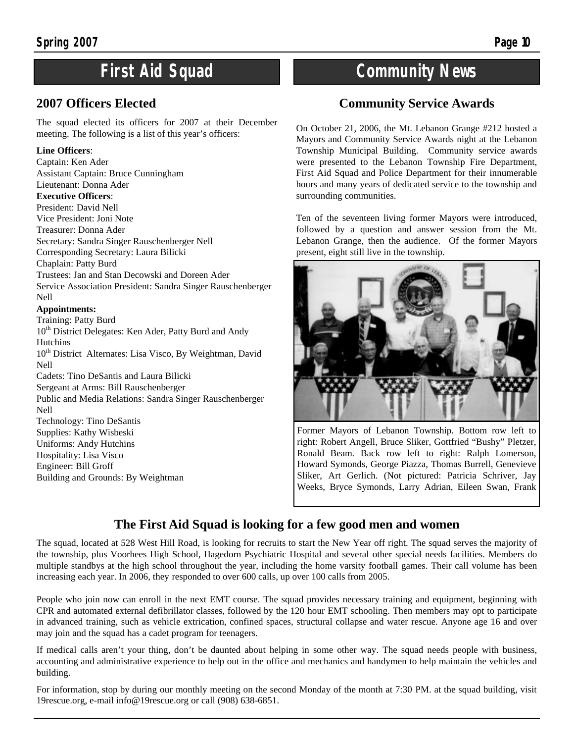## First Aid Squad

### 2007 Officers Elected

The squad elected its officers for 2007 at their December meeting. The following is a list of this year's officers:

**Line Officers**:
Captain: Ken Ader
Assistant Captain: Bruce Cunningham
Lieutenant: Donna Ader
**Executive Officers**:
President: David Nell
Vice President: Joni Note
Treasurer: Donna Ader
Secretary: Sandra Singer Rauschenberger Nell
Corresponding Secretary: Laura Bilicki
Chaplain: Patty Burd
Trustees: Jan and Stan Decowski and Doreen Ader
Service Association President: Sandra Singer Rauschenberger Nell
**Appointments:**
Training: Patty Burd
10th District Delegates: Ken Ader, Patty Burd and Andy Hutchins
10th District Alternates: Lisa Visco, By Weightman, David Nell
Cadets: Tino DeSantis and Laura Bilicki
Sergeant at Arms: Bill Rauschenberger
Public and Media Relations: Sandra Singer Rauschenberger Nell
Technology: Tino DeSantis
Supplies: Kathy Wisbeski
Uniforms: Andy Hutchins
Hospitality: Lisa Visco
Engineer: Bill Groff
Building and Grounds: By Weightman

## Community News

### Community Service Awards

On October 21, 2006, the Mt. Lebanon Grange #212 hosted a Mayors and Community Service Awards night at the Lebanon Township Municipal Building. Community service awards were presented to the Lebanon Township Fire Department, First Aid Squad and Police Department for their innumerable hours and many years of dedicated service to the township and surrounding communities.

Ten of the seventeen living former Mayors were introduced, followed by a question and answer session from the Mt. Lebanon Grange, then the audience. Of the former Mayors present, eight still live in the township.

Former Mayors of Lebanon Township. Bottom row left to right: Robert Angell, Bruce Sliker, Gottfried "Bushy" Pletzer, Ronald Beam. Back row left to right: Ralph Lomerson, Howard Symonds, George Piazza, Thomas Burrell, Genevieve Sliker, Art Gerlich. (Not pictured: Patricia Schriver, Jay Weeks, Bryce Symonds, Larry Adrian, Eileen Swan, Frank

### The First Aid Squad is looking for a few good men and women

The squad, located at 528 West Hill Road, is looking for recruits to start the New Year off right. The squad serves the majority of the township, plus Voorhees High School, Hagedorn Psychiatric Hospital and several other special needs facilities. Members do multiple standbys at the high school throughout the year, including the home varsity football games. Their call volume has been increasing each year. In 2006, they responded to over 600 calls, up over 100 calls from 2005.

People who join now can enroll in the next EMT course. The squad provides necessary training and equipment, beginning with CPR and automated external defibrillator classes, followed by the 120 hour EMT schooling. Then members may opt to participate in advanced training, such as vehicle extrication, confined spaces, structural collapse and water rescue. Anyone age 16 and over may join and the squad has a cadet program for teenagers.

If medical calls aren't your thing, don't be daunted about helping in some other way. The squad needs people with business, accounting and administrative experience to help out in the office and mechanics and handymen to help maintain the vehicles and building.

For information, stop by during our monthly meeting on the second Monday of the month at 7:30 PM. at the squad building, visit 19rescue.org, e-mail info@19rescue.org or call (908) 638-6851.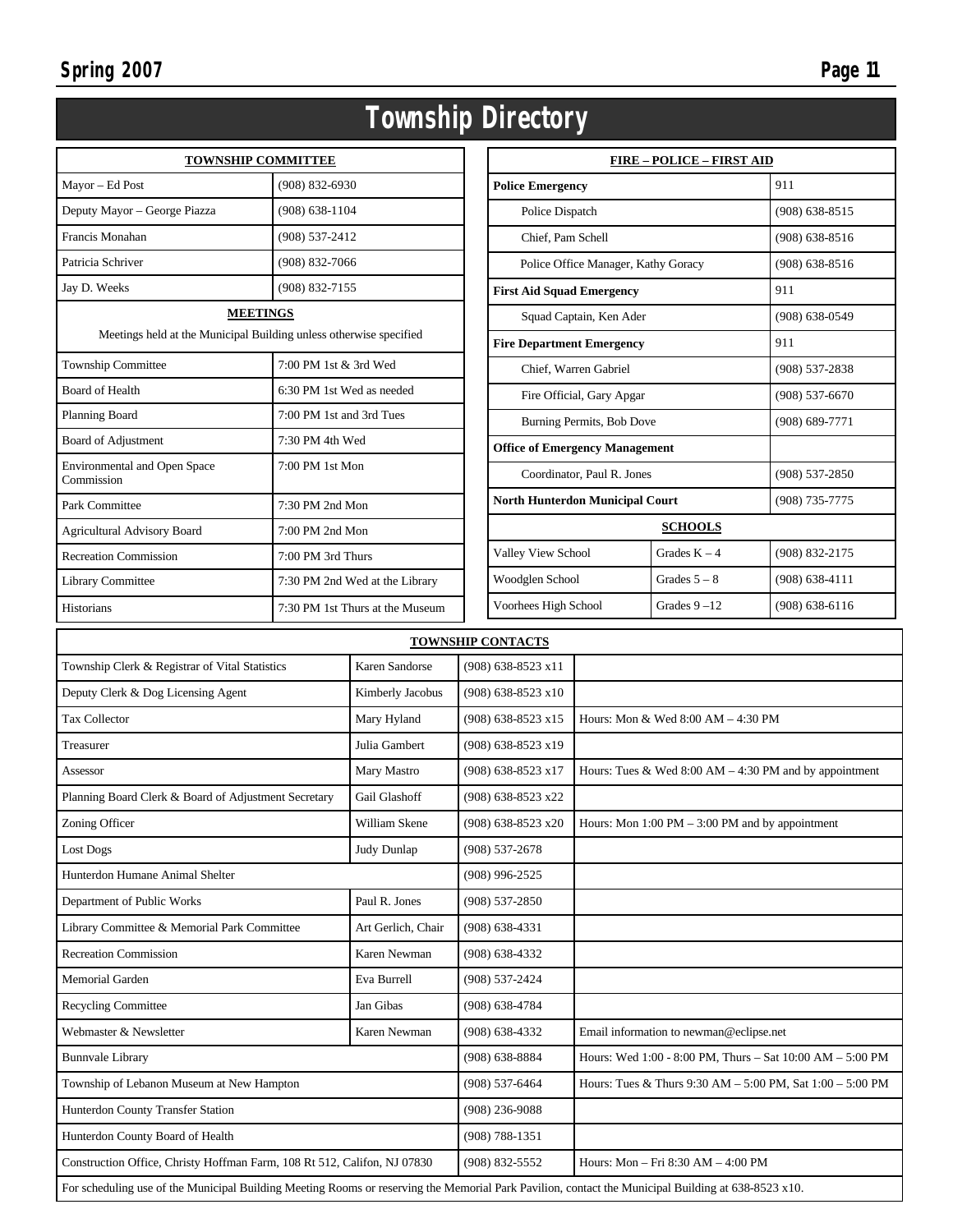# Township Directory

| TOWNSHIP COMMITTEE | |
|---|---|
| Mayor – Ed Post | (908) 832-6930 |
| Deputy Mayor – George Piazza | (908) 638-1104 |
| Francis Monahan | (908) 537-2412 |
| Patricia Schriver | (908) 832-7066 |
| Jay D. Weeks | (908) 832-7155 |

**MEETINGS**

Meetings held at the Municipal Building unless otherwise specified

| Meeting | Time |
|---|---|
| Township Committee | 7:00 PM 1st & 3rd Wed |
| Board of Health | 6:30 PM 1st Wed as needed |
| Planning Board | 7:00 PM 1st and 3rd Tues |
| Board of Adjustment | 7:30 PM 4th Wed |
| Environmental and Open Space Commission | 7:00 PM 1st Mon |
| Park Committee | 7:30 PM 2nd Mon |
| Agricultural Advisory Board | 7:00 PM 2nd Mon |
| Recreation Commission | 7:00 PM 3rd Thurs |
| Library Committee | 7:30 PM 2nd Wed at the Library |
| Historians | 7:30 PM 1st Thurs at the Museum |

| FIRE – POLICE – FIRST AID | |
|---|---|
| **Police Emergency** | 911 |
| Police Dispatch | (908) 638-8515 |
| Chief, Pam Schell | (908) 638-8516 |
| Police Office Manager, Kathy Goracy | (908) 638-8516 |
| **First Aid Squad Emergency** | 911 |
| Squad Captain, Ken Ader | (908) 638-0549 |
| **Fire Department Emergency** | 911 |
| Chief, Warren Gabriel | (908) 537-2838 |
| Fire Official, Gary Apgar | (908) 537-6670 |
| Burning Permits, Bob Dove | (908) 689-7771 |
| **Office of Emergency Management** | |
| Coordinator, Paul R. Jones | (908) 537-2850 |
| **North Hunterdon Municipal Court** | (908) 735-7775 |

| SCHOOLS | | |
|---|---|---|
| Valley View School | Grades K – 4 | (908) 832-2175 |
| Woodglen School | Grades 5 – 8 | (908) 638-4111 |
| Voorhees High School | Grades 9 –12 | (908) 638-6116 |

| TOWNSHIP CONTACTS | | | |
|---|---|---|---|
| Township Clerk & Registrar of Vital Statistics | Karen Sandorse | (908) 638-8523 x11 | |
| Deputy Clerk & Dog Licensing Agent | Kimberly Jacobus | (908) 638-8523 x10 | |
| Tax Collector | Mary Hyland | (908) 638-8523 x15 | Hours: Mon & Wed 8:00 AM – 4:30 PM |
| Treasurer | Julia Gambert | (908) 638-8523 x19 | |
| Assessor | Mary Mastro | (908) 638-8523 x17 | Hours: Tues & Wed 8:00 AM – 4:30 PM and by appointment |
| Planning Board Clerk & Board of Adjustment Secretary | Gail Glashoff | (908) 638-8523 x22 | |
| Zoning Officer | William Skene | (908) 638-8523 x20 | Hours: Mon 1:00 PM – 3:00 PM and by appointment |
| Lost Dogs | Judy Dunlap | (908) 537-2678 | |
| Hunterdon Humane Animal Shelter | | (908) 996-2525 | |
| Department of Public Works | Paul R. Jones | (908) 537-2850 | |
| Library Committee & Memorial Park Committee | Art Gerlich, Chair | (908) 638-4331 | |
| Recreation Commission | Karen Newman | (908) 638-4332 | |
| Memorial Garden | Eva Burrell | (908) 537-2424 | |
| Recycling Committee | Jan Gibas | (908) 638-4784 | |
| Webmaster & Newsletter | Karen Newman | (908) 638-4332 | Email information to newman@eclipse.net |
| Bunnvale Library | | (908) 638-8884 | Hours: Wed 1:00 - 8:00 PM, Thurs – Sat 10:00 AM – 5:00 PM |
| Township of Lebanon Museum at New Hampton | | (908) 537-6464 | Hours: Tues & Thurs 9:30 AM – 5:00 PM, Sat 1:00 – 5:00 PM |
| Hunterdon County Transfer Station | | (908) 236-9088 | |
| Hunterdon County Board of Health | | (908) 788-1351 | |
| Construction Office, Christy Hoffman Farm, 108 Rt 512, Califon, NJ 07830 | | (908) 832-5552 | Hours: Mon – Fri 8:30 AM – 4:00 PM |

For scheduling use of the Municipal Building Meeting Rooms or reserving the Memorial Park Pavilion, contact the Municipal Building at 638-8523 x10.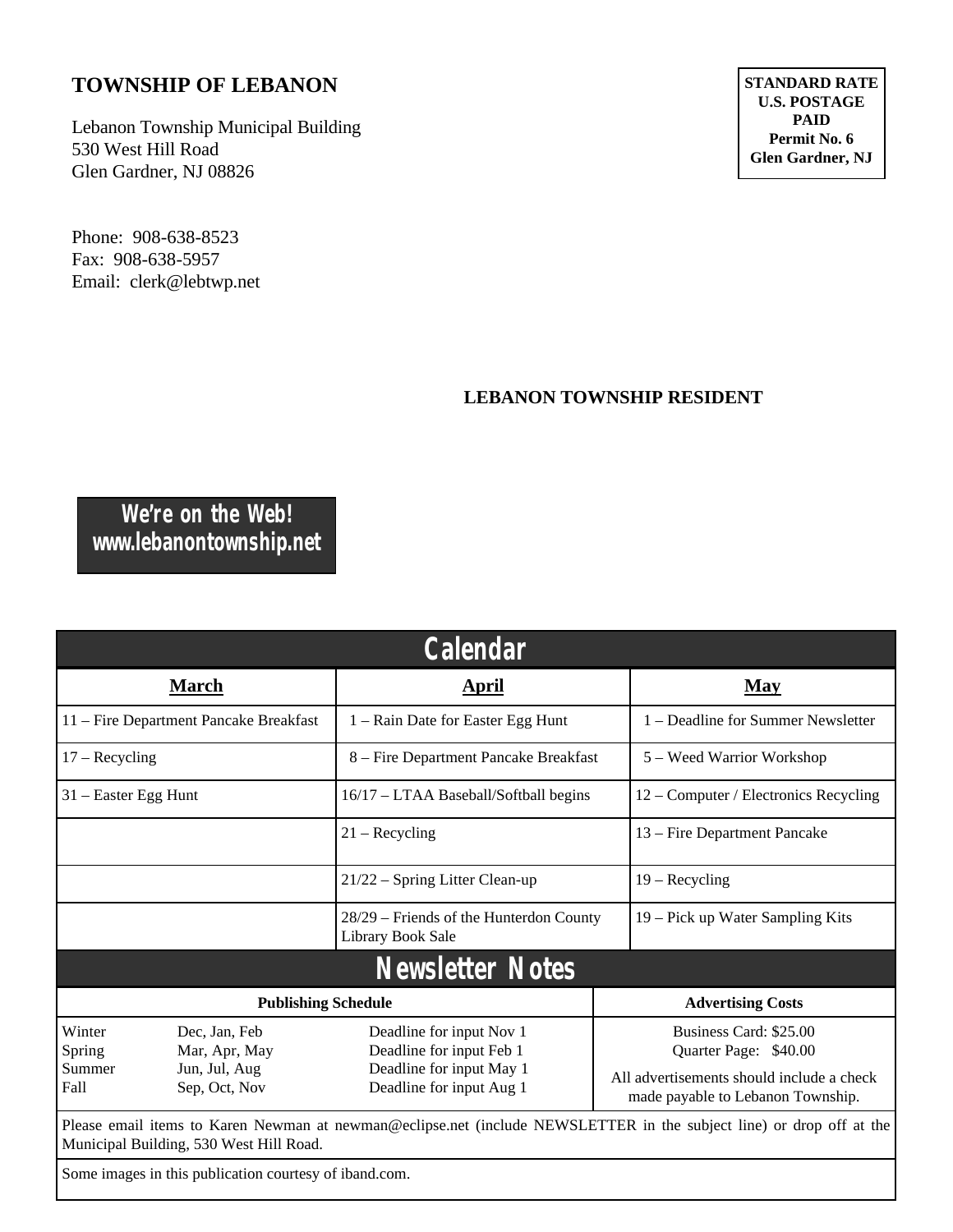**TOWNSHIP OF LEBANON**

Lebanon Township Municipal Building
530 West Hill Road
Glen Gardner, NJ 08826

Phone: 908-638-8523
Fax: 908-638-5957
Email: clerk@lebtwp.net

**STANDARD RATE**
**U.S. POSTAGE**
**PAID**
**Permit No. 6**
**Glen Gardner, NJ**

**LEBANON TOWNSHIP RESIDENT**

**We're on the Web!**
**www.lebanontownship.net**

## Calendar

| **March** | **April** | **May** |
|---|---|---|
| 11 – Fire Department Pancake Breakfast | 1 – Rain Date for Easter Egg Hunt | 1 – Deadline for Summer Newsletter |
| 17 – Recycling | 8 – Fire Department Pancake Breakfast | 5 – Weed Warrior Workshop |
| 31 – Easter Egg Hunt | 16/17 – LTAA Baseball/Softball begins | 12 – Computer / Electronics Recycling |
| | 21 – Recycling | 13 – Fire Department Pancake |
| | 21/22 – Spring Litter Clean-up | 19 – Recycling |
| | 28/29 – Friends of the Hunterdon County Library Book Sale | 19 – Pick up Water Sampling Kits |

## Newsletter Notes

**Publishing Schedule**

| | | |
|---|---|---|
| Winter | Dec, Jan, Feb | Deadline for input Nov 1 |
| Spring | Mar, Apr, May | Deadline for input Feb 1 |
| Summer | Jun, Jul, Aug | Deadline for input May 1 |
| Fall | Sep, Oct, Nov | Deadline for input Aug 1 |

**Advertising Costs**

Business Card: $25.00
Quarter Page: $40.00

All advertisements should include a check made payable to Lebanon Township.

Please email items to Karen Newman at newman@eclipse.net (include NEWSLETTER in the subject line) or drop off at the Municipal Building, 530 West Hill Road.

Some images in this publication courtesy of iband.com.